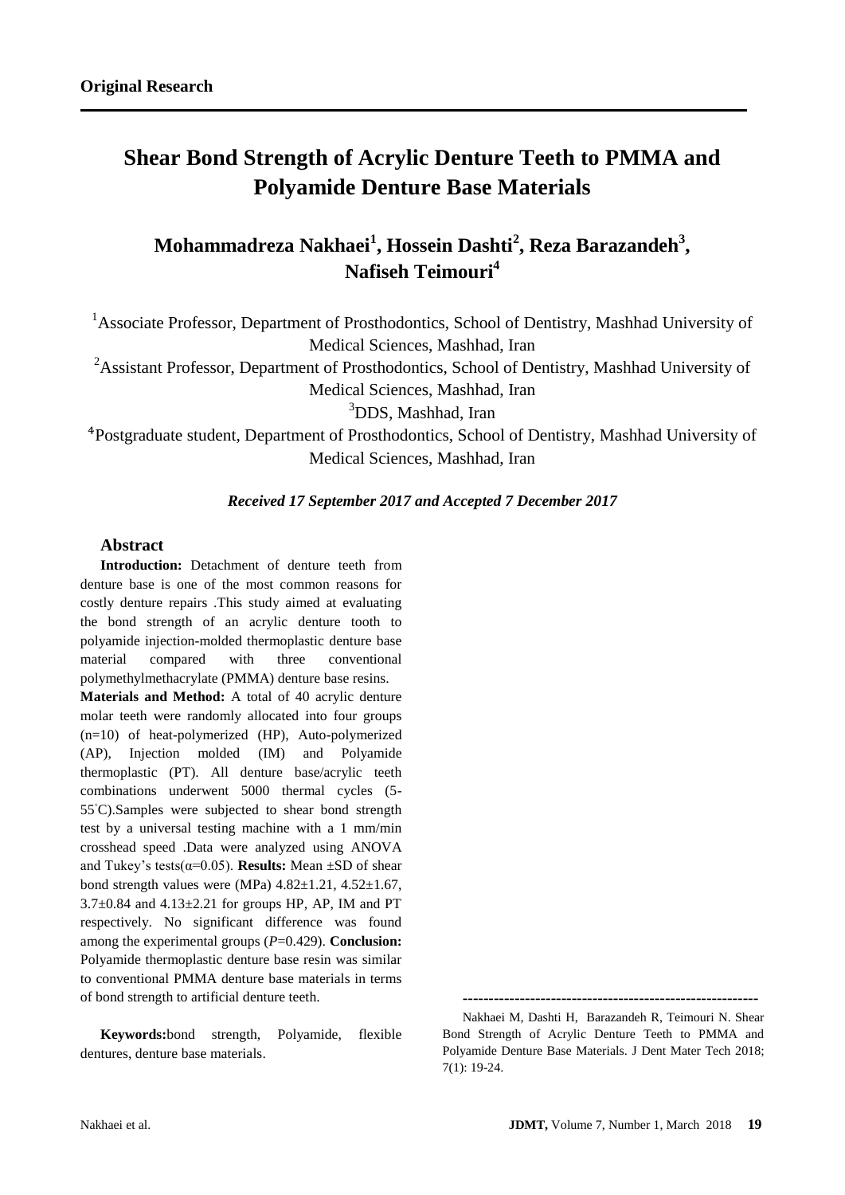**Original Research**

# Shear Bond Strength of Acrylic Denture Teeth to PMMA and Polyamide Denture Base Materials

## Mohammadreza Nakhaei[1], Hossein Dashti[2], Reza Barazandeh[3], Nafiseh Teimouri[4]

[1]Associate Professor, Department of Prosthodontics, School of Dentistry, Mashhad University of Medical Sciences, Mashhad, Iran

[2]Assistant Professor, Department of Prosthodontics, School of Dentistry, Mashhad University of Medical Sciences, Mashhad, Iran

[3]DDS, Mashhad, Iran

[4]Postgraduate student, Department of Prosthodontics, School of Dentistry, Mashhad University of Medical Sciences, Mashhad, Iran

*Received 17 September 2017 and Accepted 7 December 2017*

### Abstract

**Introduction:** Detachment of denture teeth from denture base is one of the most common reasons for costly denture repairs .This study aimed at evaluating the bond strength of an acrylic denture tooth to polyamide injection-molded thermoplastic denture base material compared with three conventional polymethylmethacrylate (PMMA) denture base resins. **Materials and Method:** A total of 40 acrylic denture molar teeth were randomly allocated into four groups (n=10) of heat-polymerized (HP), Auto-polymerized (AP), Injection molded (IM) and Polyamide thermoplastic (PT). All denture base/acrylic teeth combinations underwent 5000 thermal cycles (5-55°C).Samples were subjected to shear bond strength test by a universal testing machine with a 1 mm/min crosshead speed .Data were analyzed using ANOVA and Tukey's tests($\alpha$=0.05). **Results:** Mean ±SD of shear bond strength values were (MPa) 4.82±1.21, 4.52±1.67, 3.7±0.84 and 4.13±2.21 for groups HP, AP, IM and PT respectively. No significant difference was found among the experimental groups (*P*=0.429). **Conclusion:** Polyamide thermoplastic denture base resin was similar to conventional PMMA denture base materials in terms of bond strength to artificial denture teeth.

**Keywords:** bond strength, Polyamide, flexible dentures, denture base materials.

---

Nakhaei M, Dashti H, Barazandeh R, Teimouri N. Shear Bond Strength of Acrylic Denture Teeth to PMMA and Polyamide Denture Base Materials. J Dent Mater Tech 2018; 7(1): 19-24.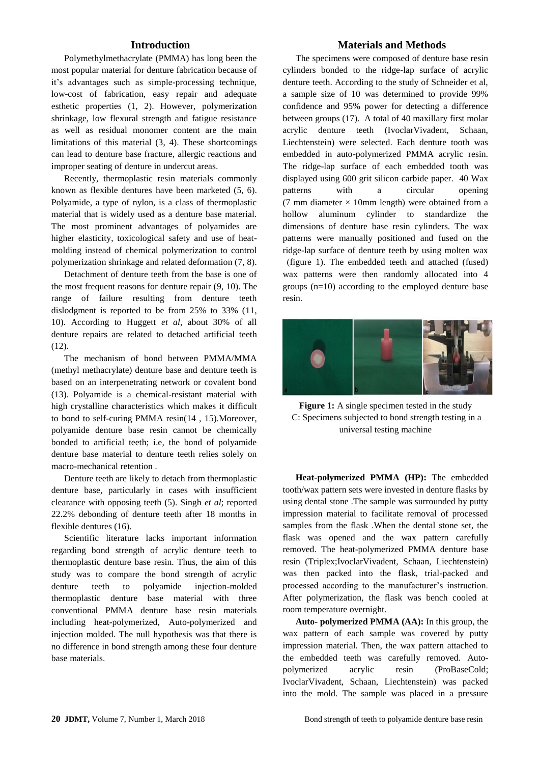## Introduction

Polymethylmethacrylate (PMMA) has long been the most popular material for denture fabrication because of it's advantages such as simple-processing technique, low-cost of fabrication, easy repair and adequate esthetic properties (1, 2). However, polymerization shrinkage, low flexural strength and fatigue resistance as well as residual monomer content are the main limitations of this material (3, 4). These shortcomings can lead to denture base fracture, allergic reactions and improper seating of denture in undercut areas.

Recently, thermoplastic resin materials commonly known as flexible dentures have been marketed (5, 6). Polyamide, a type of nylon, is a class of thermoplastic material that is widely used as a denture base material. The most prominent advantages of polyamides are higher elasticity, toxicological safety and use of heat-molding instead of chemical polymerization to control polymerization shrinkage and related deformation (7, 8).

Detachment of denture teeth from the base is one of the most frequent reasons for denture repair (9, 10). The range of failure resulting from denture teeth dislodgment is reported to be from 25% to 33% (11, 10). According to Huggett *et al*, about 30% of all denture repairs are related to detached artificial teeth (12).

The mechanism of bond between PMMA/MMA (methyl methacrylate) denture base and denture teeth is based on an interpenetrating network or covalent bond (13). Polyamide is a chemical-resistant material with high crystalline characteristics which makes it difficult to bond to self-curing PMMA resin(14 , 15).Moreover, polyamide denture base resin cannot be chemically bonded to artificial teeth; i.e, the bond of polyamide denture base material to denture teeth relies solely on macro-mechanical retention .

Denture teeth are likely to detach from thermoplastic denture base, particularly in cases with insufficient clearance with opposing teeth (5). Singh *et al*; reported 22.2% debonding of denture teeth after 18 months in flexible dentures (16).

Scientific literature lacks important information regarding bond strength of acrylic denture teeth to thermoplastic denture base resin. Thus, the aim of this study was to compare the bond strength of acrylic denture teeth to polyamide injection-molded thermoplastic denture base material with three conventional PMMA denture base resin materials including heat-polymerized, Auto-polymerized and injection molded. The null hypothesis was that there is no difference in bond strength among these four denture base materials.

## Materials and Methods

The specimens were composed of denture base resin cylinders bonded to the ridge-lap surface of acrylic denture teeth. According to the study of Schneider et al, a sample size of 10 was determined to provide 99% confidence and 95% power for detecting a difference between groups (17). A total of 40 maxillary first molar acrylic denture teeth (IvoclarVivadent, Schaan, Liechtenstein) were selected. Each denture tooth was embedded in auto-polymerized PMMA acrylic resin. The ridge-lap surface of each embedded tooth was displayed using 600 grit silicon carbide paper. 40 Wax patterns with a circular opening (7 mm diameter × 10mm length) were obtained from a hollow aluminum cylinder to standardize the dimensions of denture base resin cylinders. The wax patterns were manually positioned and fused on the ridge-lap surface of denture teeth by using molten wax (figure 1). The embedded teeth and attached (fused) wax patterns were then randomly allocated into 4 groups (n=10) according to the employed denture base resin.

**Figure 1:** A single specimen tested in the study
C: Specimens subjected to bond strength testing in a universal testing machine

**Heat-polymerized PMMA (HP):** The embedded tooth/wax pattern sets were invested in denture flasks by using dental stone .The sample was surrounded by putty impression material to facilitate removal of processed samples from the flask .When the dental stone set, the flask was opened and the wax pattern carefully removed. The heat-polymerized PMMA denture base resin (Triplex;IvoclarVivadent, Schaan, Liechtenstein) was then packed into the flask, trial-packed and processed according to the manufacturer's instruction. After polymerization, the flask was bench cooled at room temperature overnight.

**Auto- polymerized PMMA (AA):** In this group, the wax pattern of each sample was covered by putty impression material. Then, the wax pattern attached to the embedded teeth was carefully removed. Auto-polymerized acrylic resin (ProBaseCold; IvoclarVivadent, Schaan, Liechtenstein) was packed into the mold. The sample was placed in a pressure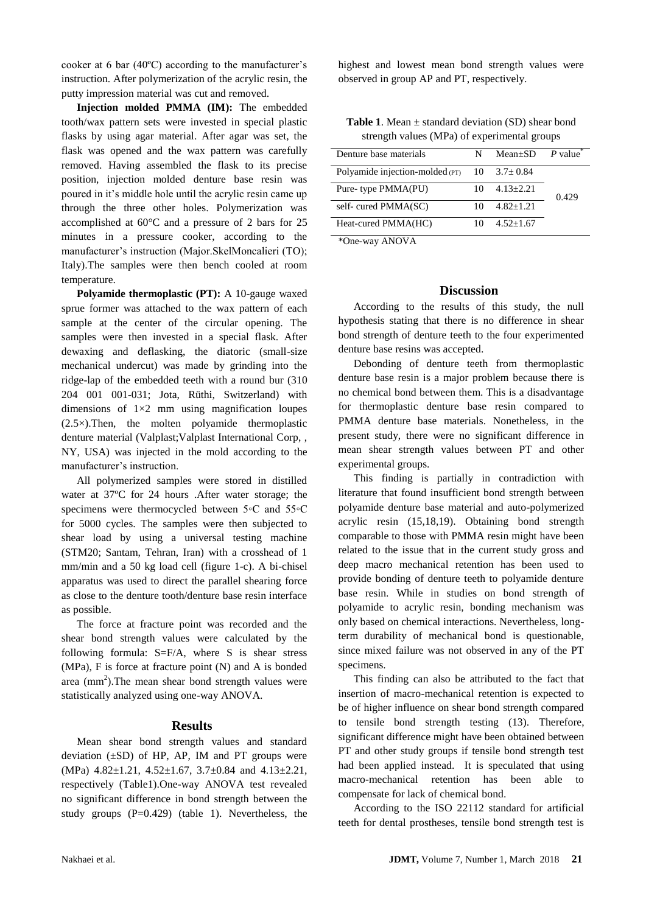cooker at 6 bar (40ºC) according to the manufacturer's instruction. After polymerization of the acrylic resin, the putty impression material was cut and removed.

**Injection molded PMMA (IM):** The embedded tooth/wax pattern sets were invested in special plastic flasks by using agar material. After agar was set, the flask was opened and the wax pattern was carefully removed. Having assembled the flask to its precise position, injection molded denture base resin was poured in it's middle hole until the acrylic resin came up through the three other holes. Polymerization was accomplished at 60°C and a pressure of 2 bars for 25 minutes in a pressure cooker, according to the manufacturer's instruction (Major.SkelMoncalieri (TO); Italy).The samples were then bench cooled at room temperature.

**Polyamide thermoplastic (PT):** A 10-gauge waxed sprue former was attached to the wax pattern of each sample at the center of the circular opening. The samples were then invested in a special flask. After dewaxing and deflasking, the diatoric (small-size mechanical undercut) was made by grinding into the ridge-lap of the embedded teeth with a round bur (310 204 001 001-031; Jota, Rüthi, Switzerland) with dimensions of 1×2 mm using magnification loupes (2.5×).Then, the molten polyamide thermoplastic denture material (Valplast;Valplast International Corp, , NY, USA) was injected in the mold according to the manufacturer's instruction.

All polymerized samples were stored in distilled water at 37ºC for 24 hours .After water storage; the specimens were thermocycled between 5◦C and 55◦C for 5000 cycles. The samples were then subjected to shear load by using a universal testing machine (STM20; Santam, Tehran, Iran) with a crosshead of 1 mm/min and a 50 kg load cell (figure 1-c). A bi-chisel apparatus was used to direct the parallel shearing force as close to the denture tooth/denture base resin interface as possible.

The force at fracture point was recorded and the shear bond strength values were calculated by the following formula: S=F/A, where S is shear stress (MPa), F is force at fracture point (N) and A is bonded area ($mm^2$).The mean shear bond strength values were statistically analyzed using one-way ANOVA.

## Results

Mean shear bond strength values and standard deviation (±SD) of HP, AP, IM and PT groups were (MPa) 4.82±1.21, 4.52±1.67, 3.7±0.84 and 4.13±2.21, respectively (Table1).One-way ANOVA test revealed no significant difference in bond strength between the study groups (P=0.429) (table 1). Nevertheless, the highest and lowest mean bond strength values were observed in group AP and PT, respectively.

**Table 1**. Mean ± standard deviation (SD) shear bond strength values (MPa) of experimental groups

| Denture base materials | N | Mean±SD | *P* value* |
|---|---|---|---|
| Polyamide injection-molded (PT) | 10 | 3.7± 0.84 | 0.429 |
| Pure- type PMMA(PU) | 10 | 4.13±2.21 | |
| self- cured PMMA(SC) | 10 | 4.82±1.21 | |
| Heat-cured PMMA(HC) | 10 | 4.52±1.67 | |

*One-way ANOVA

## Discussion

According to the results of this study, the null hypothesis stating that there is no difference in shear bond strength of denture teeth to the four experimented denture base resins was accepted.

Debonding of denture teeth from thermoplastic denture base resin is a major problem because there is no chemical bond between them. This is a disadvantage for thermoplastic denture base resin compared to PMMA denture base materials. Nonetheless, in the present study, there were no significant difference in mean shear strength values between PT and other experimental groups.

This finding is partially in contradiction with literature that found insufficient bond strength between polyamide denture base material and auto-polymerized acrylic resin (15,18,19). Obtaining bond strength comparable to those with PMMA resin might have been related to the issue that in the current study gross and deep macro mechanical retention has been used to provide bonding of denture teeth to polyamide denture base resin. While in studies on bond strength of polyamide to acrylic resin, bonding mechanism was only based on chemical interactions. Nevertheless, long-term durability of mechanical bond is questionable, since mixed failure was not observed in any of the PT specimens.

This finding can also be attributed to the fact that insertion of macro-mechanical retention is expected to be of higher influence on shear bond strength compared to tensile bond strength testing (13). Therefore, significant difference might have been obtained between PT and other study groups if tensile bond strength test had been applied instead. It is speculated that using macro-mechanical retention has been able to compensate for lack of chemical bond.

According to the ISO 22112 standard for artificial teeth for dental prostheses, tensile bond strength test is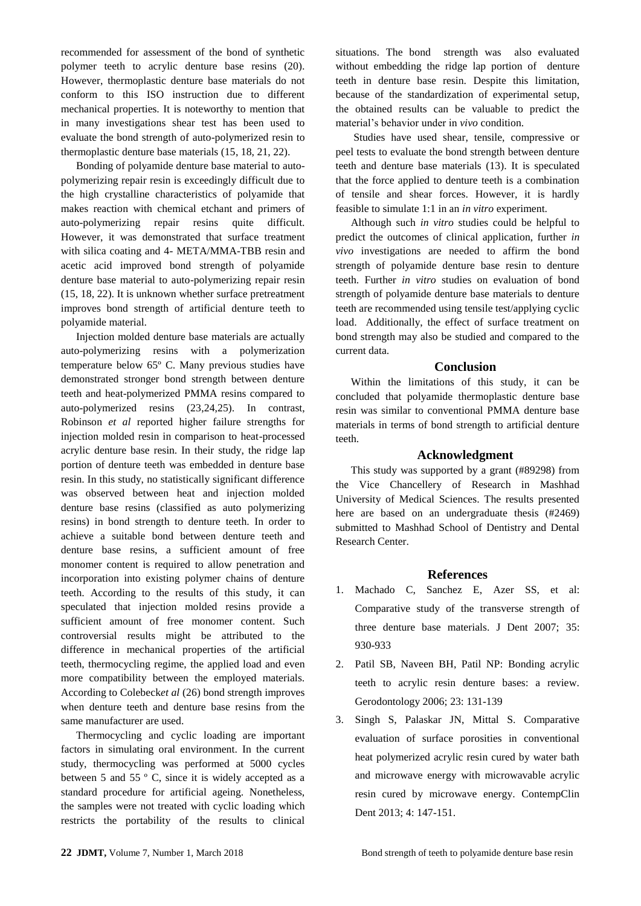recommended for assessment of the bond of synthetic polymer teeth to acrylic denture base resins (20). However, thermoplastic denture base materials do not conform to this ISO instruction due to different mechanical properties. It is noteworthy to mention that in many investigations shear test has been used to evaluate the bond strength of auto-polymerized resin to thermoplastic denture base materials (15, 18, 21, 22).

Bonding of polyamide denture base material to auto-polymerizing repair resin is exceedingly difficult due to the high crystalline characteristics of polyamide that makes reaction with chemical etchant and primers of auto-polymerizing repair resins quite difficult. However, it was demonstrated that surface treatment with silica coating and 4- META/MMA-TBB resin and acetic acid improved bond strength of polyamide denture base material to auto-polymerizing repair resin (15, 18, 22). It is unknown whether surface pretreatment improves bond strength of artificial denture teeth to polyamide material.

Injection molded denture base materials are actually auto-polymerizing resins with a polymerization temperature below 65º C. Many previous studies have demonstrated stronger bond strength between denture teeth and heat-polymerized PMMA resins compared to auto-polymerized resins (23,24,25). In contrast, Robinson *et al* reported higher failure strengths for injection molded resin in comparison to heat-processed acrylic denture base resin. In their study, the ridge lap portion of denture teeth was embedded in denture base resin. In this study, no statistically significant difference was observed between heat and injection molded denture base resins (classified as auto polymerizing resins) in bond strength to denture teeth. In order to achieve a suitable bond between denture teeth and denture base resins, a sufficient amount of free monomer content is required to allow penetration and incorporation into existing polymer chains of denture teeth. According to the results of this study, it can speculated that injection molded resins provide a sufficient amount of free monomer content. Such controversial results might be attributed to the difference in mechanical properties of the artificial teeth, thermocycling regime, the applied load and even more compatibility between the employed materials. According to Colebeck*et al* (26) bond strength improves when denture teeth and denture base resins from the same manufacturer are used.

Thermocycling and cyclic loading are important factors in simulating oral environment. In the current study, thermocycling was performed at 5000 cycles between 5 and 55 º C, since it is widely accepted as a standard procedure for artificial ageing. Nonetheless, the samples were not treated with cyclic loading which restricts the portability of the results to clinical situations. The bond strength was also evaluated without embedding the ridge lap portion of denture teeth in denture base resin. Despite this limitation, because of the standardization of experimental setup, the obtained results can be valuable to predict the material's behavior under in *vivo* condition.

Studies have used shear, tensile, compressive or peel tests to evaluate the bond strength between denture teeth and denture base materials (13). It is speculated that the force applied to denture teeth is a combination of tensile and shear forces. However, it is hardly feasible to simulate 1:1 in an *in vitro* experiment.

Although such *in vitro* studies could be helpful to predict the outcomes of clinical application, further *in vivo* investigations are needed to affirm the bond strength of polyamide denture base resin to denture teeth. Further *in vitro* studies on evaluation of bond strength of polyamide denture base materials to denture teeth are recommended using tensile test/applying cyclic load. Additionally, the effect of surface treatment on bond strength may also be studied and compared to the current data.

## Conclusion

Within the limitations of this study, it can be concluded that polyamide thermoplastic denture base resin was similar to conventional PMMA denture base materials in terms of bond strength to artificial denture teeth.

## Acknowledgment

This study was supported by a grant (#89298) from the Vice Chancellery of Research in Mashhad University of Medical Sciences. The results presented here are based on an undergraduate thesis (#2469) submitted to Mashhad School of Dentistry and Dental Research Center.

## References

1. Machado C, Sanchez E, Azer SS, et al: Comparative study of the transverse strength of three denture base materials. J Dent 2007; 35: 930-933
2. Patil SB, Naveen BH, Patil NP: Bonding acrylic teeth to acrylic resin denture bases: a review. Gerodontology 2006; 23: 131-139
3. Singh S, Palaskar JN, Mittal S. Comparative evaluation of surface porosities in conventional heat polymerized acrylic resin cured by water bath and microwave energy with microwavable acrylic resin cured by microwave energy. ContempClin Dent 2013; 4: 147-151.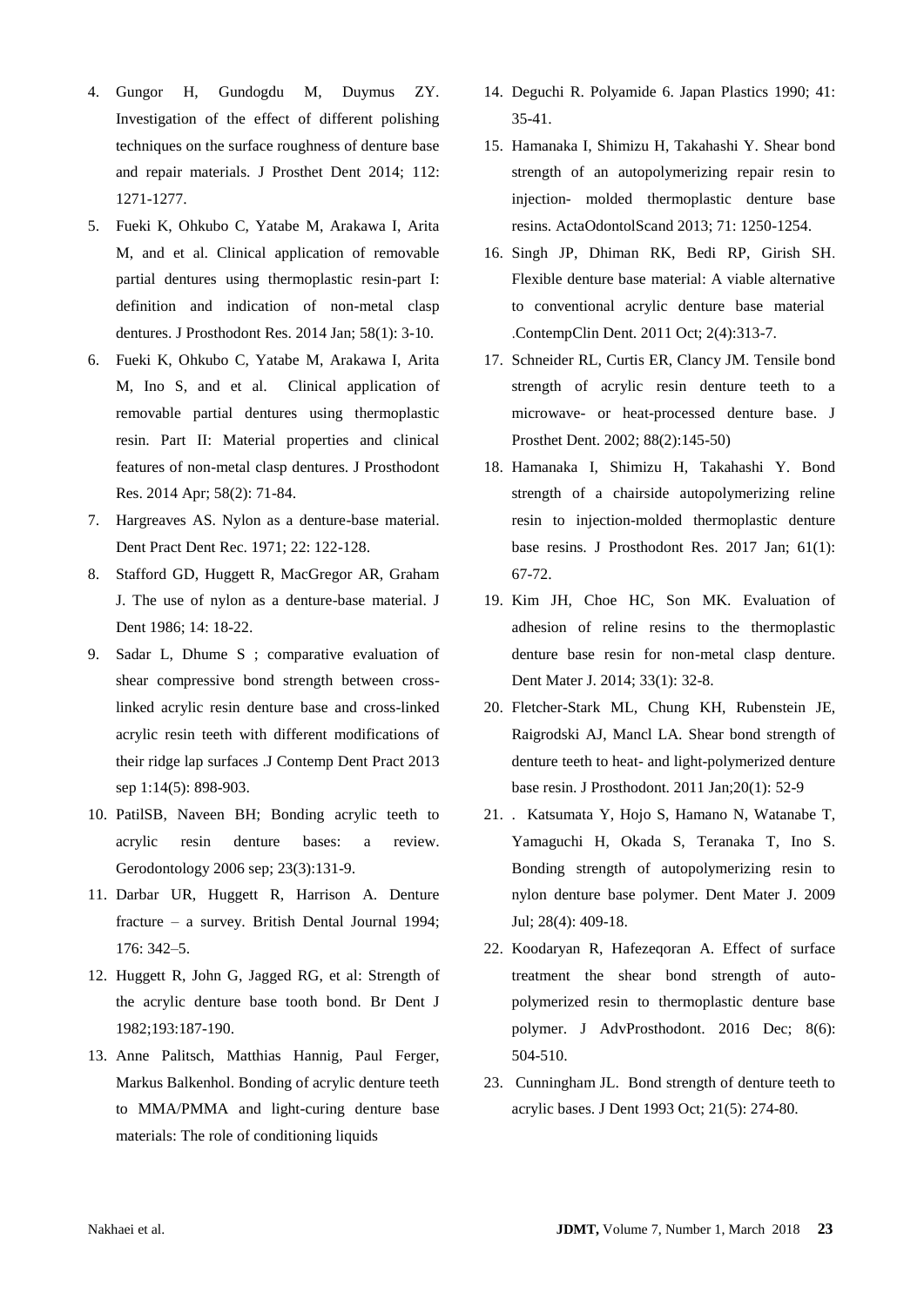4. Gungor H, Gundogdu M, Duymus ZY. Investigation of the effect of different polishing techniques on the surface roughness of denture base and repair materials. J Prosthet Dent 2014; 112: 1271-1277.
5. Fueki K, Ohkubo C, Yatabe M, Arakawa I, Arita M, and et al. Clinical application of removable partial dentures using thermoplastic resin-part I: definition and indication of non-metal clasp dentures. J Prosthodont Res. 2014 Jan; 58(1): 3-10.
6. Fueki K, Ohkubo C, Yatabe M, Arakawa I, Arita M, Ino S, and et al. Clinical application of removable partial dentures using thermoplastic resin. Part II: Material properties and clinical features of non-metal clasp dentures. J Prosthodont Res. 2014 Apr; 58(2): 71-84.
7. Hargreaves AS. Nylon as a denture-base material. Dent Pract Dent Rec. 1971; 22: 122-128.
8. Stafford GD, Huggett R, MacGregor AR, Graham J. The use of nylon as a denture-base material. J Dent 1986; 14: 18-22.
9. Sadar L, Dhume S ; comparative evaluation of shear compressive bond strength between cross-linked acrylic resin denture base and cross-linked acrylic resin teeth with different modifications of their ridge lap surfaces .J Contemp Dent Pract 2013 sep 1:14(5): 898-903.
10. PatilSB, Naveen BH; Bonding acrylic teeth to acrylic resin denture bases: a review. Gerodontology 2006 sep; 23(3):131-9.
11. Darbar UR, Huggett R, Harrison A. Denture fracture – a survey. British Dental Journal 1994; 176: 342–5.
12. Huggett R, John G, Jagged RG, et al: Strength of the acrylic denture base tooth bond. Br Dent J 1982;193:187-190.
13. Anne Palitsch, Matthias Hannig, Paul Ferger, Markus Balkenhol. Bonding of acrylic denture teeth to MMA/PMMA and light-curing denture base materials: The role of conditioning liquids
14. Deguchi R. Polyamide 6. Japan Plastics 1990; 41: 35-41.
15. Hamanaka I, Shimizu H, Takahashi Y. Shear bond strength of an autopolymerizing repair resin to injection- molded thermoplastic denture base resins. ActaOdontolScand 2013; 71: 1250-1254.
16. Singh JP, Dhiman RK, Bedi RP, Girish SH. Flexible denture base material: A viable alternative to conventional acrylic denture base material .ContempClin Dent. 2011 Oct; 2(4):313-7.
17. Schneider RL, Curtis ER, Clancy JM. Tensile bond strength of acrylic resin denture teeth to a microwave- or heat-processed denture base. J Prosthet Dent. 2002; 88(2):145-50)
18. Hamanaka I, Shimizu H, Takahashi Y. Bond strength of a chairside autopolymerizing reline resin to injection-molded thermoplastic denture base resins. J Prosthodont Res. 2017 Jan; 61(1): 67-72.
19. Kim JH, Choe HC, Son MK. Evaluation of adhesion of reline resins to the thermoplastic denture base resin for non-metal clasp denture. Dent Mater J. 2014; 33(1): 32-8.
20. Fletcher-Stark ML, Chung KH, Rubenstein JE, Raigrodski AJ, Mancl LA. Shear bond strength of denture teeth to heat- and light-polymerized denture base resin. J Prosthodont. 2011 Jan;20(1): 52-9
21. . Katsumata Y, Hojo S, Hamano N, Watanabe T, Yamaguchi H, Okada S, Teranaka T, Ino S. Bonding strength of autopolymerizing resin to nylon denture base polymer. Dent Mater J. 2009 Jul; 28(4): 409-18.
22. Koodaryan R, Hafezeqoran A. Effect of surface treatment the shear bond strength of auto-polymerized resin to thermoplastic denture base polymer. J AdvProsthodont. 2016 Dec; 8(6): 504-510.
23. Cunningham JL. Bond strength of denture teeth to acrylic bases. J Dent 1993 Oct; 21(5): 274-80.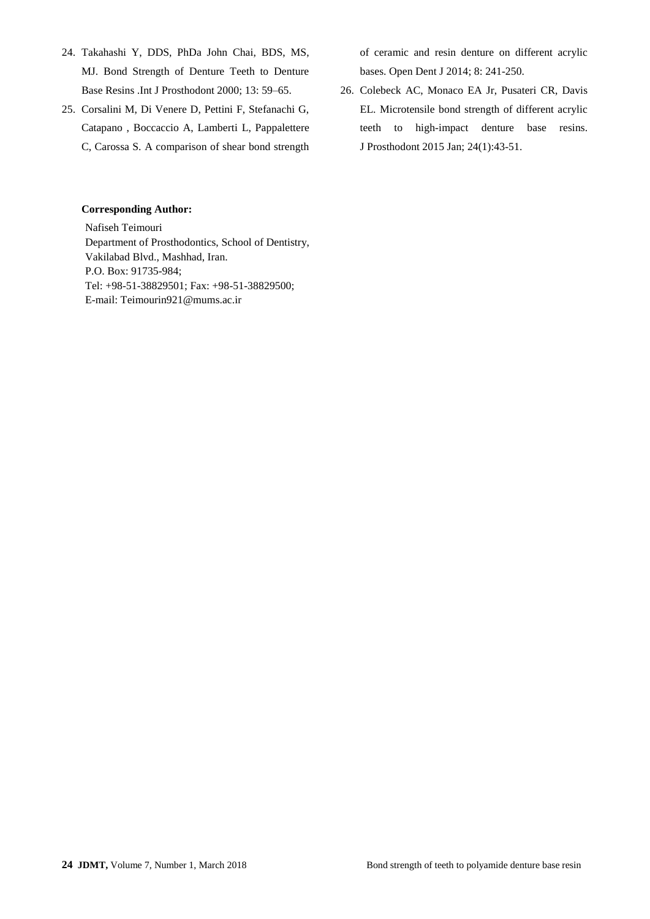24. Takahashi Y, DDS, PhDa John Chai, BDS, MS, MJ. Bond Strength of Denture Teeth to Denture Base Resins .Int J Prosthodont 2000; 13: 59–65.
25. Corsalini M, Di Venere D, Pettini F, Stefanachi G, Catapano , Boccaccio A, Lamberti L, Pappalettere C, Carossa S. A comparison of shear bond strength of ceramic and resin denture on different acrylic bases. Open Dent J 2014; 8: 241-250.
26. Colebeck AC, Monaco EA Jr, Pusateri CR, Davis EL. Microtensile bond strength of different acrylic teeth to high-impact denture base resins. J Prosthodont 2015 Jan; 24(1):43-51.

**Corresponding Author:**

Nafiseh Teimouri
Department of Prosthodontics, School of Dentistry,
Vakilabad Blvd., Mashhad, Iran.
P.O. Box: 91735-984;
Tel: +98-51-38829501; Fax: +98-51-38829500;
E-mail: Teimourin921@mums.ac.ir